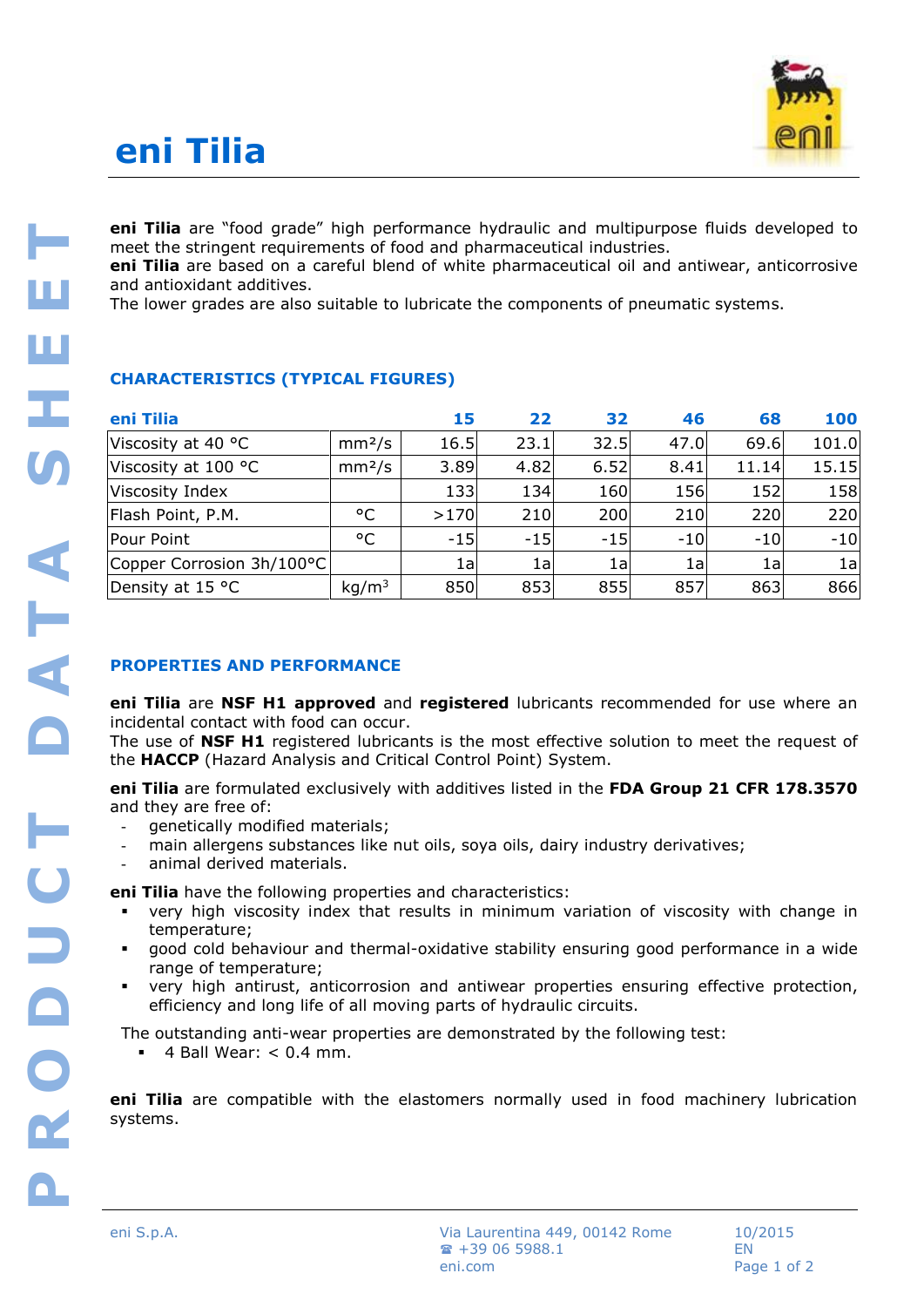# eni Tilia

**eni Tilia** are "food grade" high performance hydraulic and multipurpose fluids developed to meet the stringent requirements of food and pharmaceutical industries.
**eni Tilia** are based on a careful blend of white pharmaceutical oil and antiwear, anticorrosive and antioxidant additives.
The lower grades are also suitable to lubricate the components of pneumatic systems.

## CHARACTERISTICS (TYPICAL FIGURES)

| eni Tilia | | 15 | 22 | 32 | 46 | 68 | 100 |
|---|---|---|---|---|---|---|---|
| Viscosity at 40 °C | mm²/s | 16.5 | 23.1 | 32.5 | 47.0 | 69.6 | 101.0 |
| Viscosity at 100 °C | mm²/s | 3.89 | 4.82 | 6.52 | 8.41 | 11.14 | 15.15 |
| Viscosity Index | | 133 | 134 | 160 | 156 | 152 | 158 |
| Flash Point, P.M. | °C | >170 | 210 | 200 | 210 | 220 | 220 |
| Pour Point | °C | -15 | -15 | -15 | -10 | -10 | -10 |
| Copper Corrosion 3h/100°C | | 1a | 1a | 1a | 1a | 1a | 1a |
| Density at 15 °C | kg/m³ | 850 | 853 | 855 | 857 | 863 | 866 |

## PROPERTIES AND PERFORMANCE

**eni Tilia** are **NSF H1 approved** and **registered** lubricants recommended for use where an incidental contact with food can occur.
The use of **NSF H1** registered lubricants is the most effective solution to meet the request of the **HACCP** (Hazard Analysis and Critical Control Point) System.

**eni Tilia** are formulated exclusively with additives listed in the **FDA Group 21 CFR 178.3570** and they are free of:

- genetically modified materials;
- main allergens substances like nut oils, soya oils, dairy industry derivatives;
- animal derived materials.

**eni Tilia** have the following properties and characteristics:

- very high viscosity index that results in minimum variation of viscosity with change in temperature;
- good cold behaviour and thermal-oxidative stability ensuring good performance in a wide range of temperature;
- very high antirust, anticorrosion and antiwear properties ensuring effective protection, efficiency and long life of all moving parts of hydraulic circuits.

The outstanding anti-wear properties are demonstrated by the following test:

- 4 Ball Wear: < 0.4 mm.

**eni Tilia** are compatible with the elastomers normally used in food machinery lubrication systems.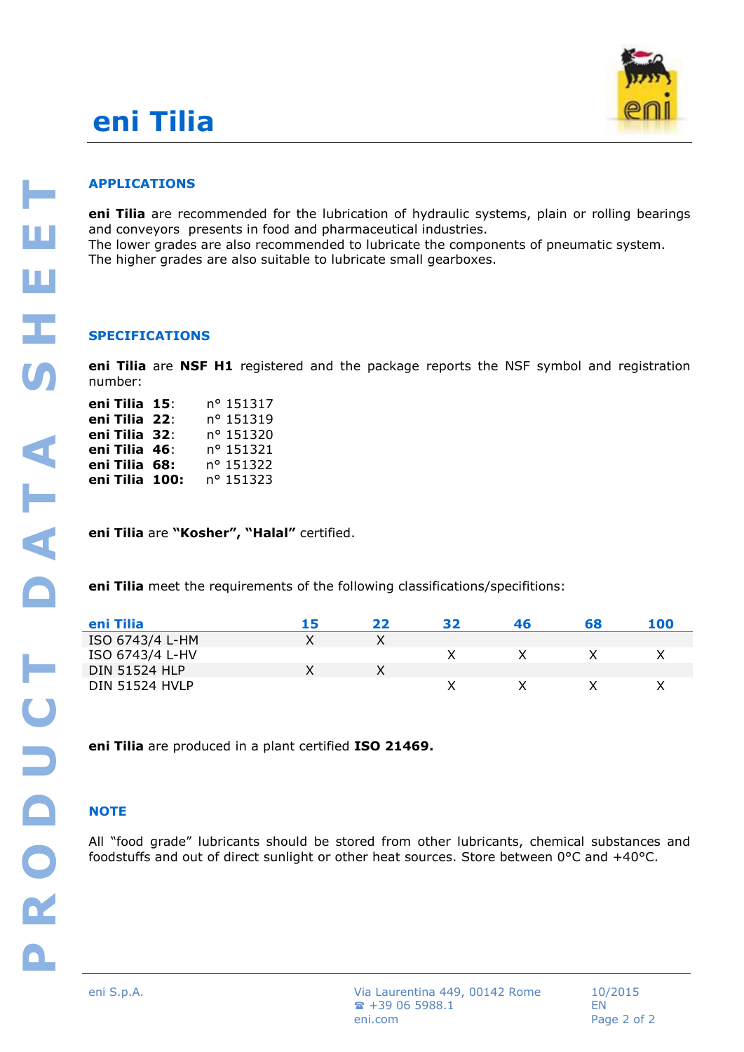# eni Tilia

## APPLICATIONS

**eni Tilia** are recommended for the lubrication of hydraulic systems, plain or rolling bearings and conveyors presents in food and pharmaceutical industries.
The lower grades are also recommended to lubricate the components of pneumatic system.
The higher grades are also suitable to lubricate small gearboxes.

## SPECIFICATIONS

**eni Tilia** are **NSF H1** registered and the package reports the NSF symbol and registration number:

**eni Tilia 15**: n° 151317
**eni Tilia 22**: n° 151319
**eni Tilia 32**: n° 151320
**eni Tilia 46**: n° 151321
**eni Tilia 68:** n° 151322
**eni Tilia 100:** n° 151323

**eni Tilia** are **"Kosher", "Halal"** certified.

**eni Tilia** meet the requirements of the following classifications/specifitions:

| eni Tilia | 15 | 22 | 32 | 46 | 68 | 100 |
|---|---|---|---|---|---|---|
| ISO 6743/4 L-HM | X | X | | | | |
| ISO 6743/4 L-HV | | | X | X | X | X |
| DIN 51524 HLP | X | X | | | | |
| DIN 51524 HVLP | | | X | X | X | X |

**eni Tilia** are produced in a plant certified **ISO 21469.**

## NOTE

All "food grade" lubricants should be stored from other lubricants, chemical substances and foodstuffs and out of direct sunlight or other heat sources. Store between 0°C and +40°C.